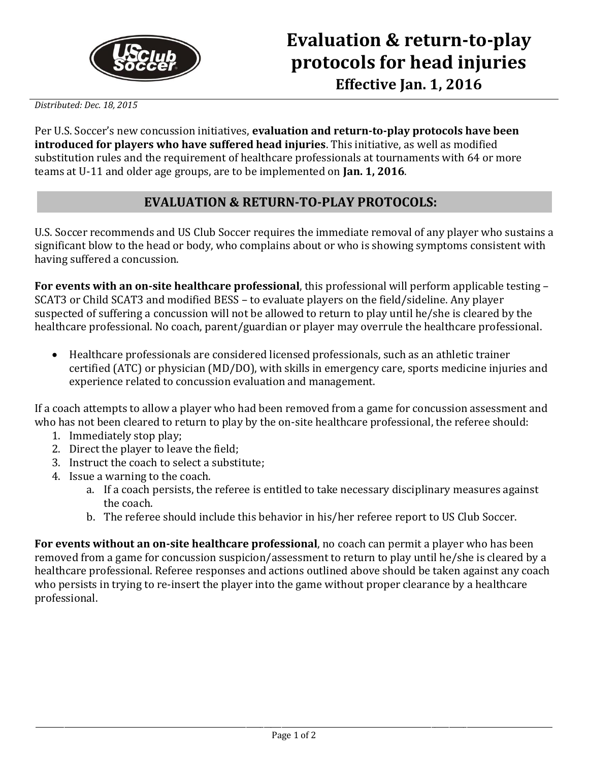# Evaluation & return-to-play protocols for head injuries

**Effective Jan. 1, 2016**

*Distributed: Dec. 18, 2015*

Per U.S. Soccer's new concussion initiatives, **evaluation and return-to-play protocols have been introduced for players who have suffered head injuries**. This initiative, as well as modified substitution rules and the requirement of healthcare professionals at tournaments with 64 or more teams at U-11 and older age groups, are to be implemented on **Jan. 1, 2016**.

## EVALUATION & RETURN-TO-PLAY PROTOCOLS:

U.S. Soccer recommends and US Club Soccer requires the immediate removal of any player who sustains a significant blow to the head or body, who complains about or who is showing symptoms consistent with having suffered a concussion.

**For events with an on-site healthcare professional**, this professional will perform applicable testing – SCAT3 or Child SCAT3 and modified BESS – to evaluate players on the field/sideline. Any player suspected of suffering a concussion will not be allowed to return to play until he/she is cleared by the healthcare professional. No coach, parent/guardian or player may overrule the healthcare professional.

- Healthcare professionals are considered licensed professionals, such as an athletic trainer certified (ATC) or physician (MD/DO), with skills in emergency care, sports medicine injuries and experience related to concussion evaluation and management.

If a coach attempts to allow a player who had been removed from a game for concussion assessment and who has not been cleared to return to play by the on-site healthcare professional, the referee should:

1. Immediately stop play;
2. Direct the player to leave the field;
3. Instruct the coach to select a substitute;
4. Issue a warning to the coach.
   a. If a coach persists, the referee is entitled to take necessary disciplinary measures against the coach.
   b. The referee should include this behavior in his/her referee report to US Club Soccer.

**For events without an on-site healthcare professional**, no coach can permit a player who has been removed from a game for concussion suspicion/assessment to return to play until he/she is cleared by a healthcare professional. Referee responses and actions outlined above should be taken against any coach who persists in trying to re-insert the player into the game without proper clearance by a healthcare professional.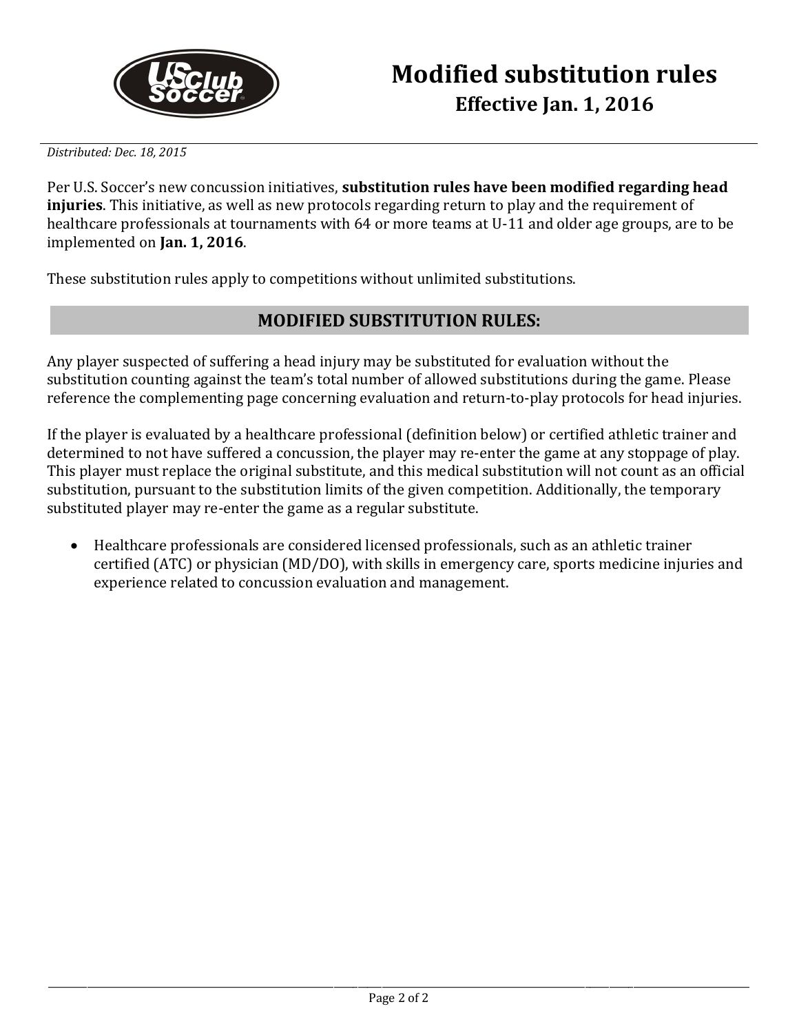# Modified substitution rules

## Effective Jan. 1, 2016

*Distributed: Dec. 18, 2015*

Per U.S. Soccer's new concussion initiatives, **substitution rules have been modified regarding head injuries**. This initiative, as well as new protocols regarding return to play and the requirement of healthcare professionals at tournaments with 64 or more teams at U-11 and older age groups, are to be implemented on **Jan. 1, 2016**.

These substitution rules apply to competitions without unlimited substitutions.

## MODIFIED SUBSTITUTION RULES:

Any player suspected of suffering a head injury may be substituted for evaluation without the substitution counting against the team's total number of allowed substitutions during the game. Please reference the complementing page concerning evaluation and return-to-play protocols for head injuries.

If the player is evaluated by a healthcare professional (definition below) or certified athletic trainer and determined to not have suffered a concussion, the player may re-enter the game at any stoppage of play. This player must replace the original substitute, and this medical substitution will not count as an official substitution, pursuant to the substitution limits of the given competition. Additionally, the temporary substituted player may re-enter the game as a regular substitute.

- Healthcare professionals are considered licensed professionals, such as an athletic trainer certified (ATC) or physician (MD/DO), with skills in emergency care, sports medicine injuries and experience related to concussion evaluation and management.